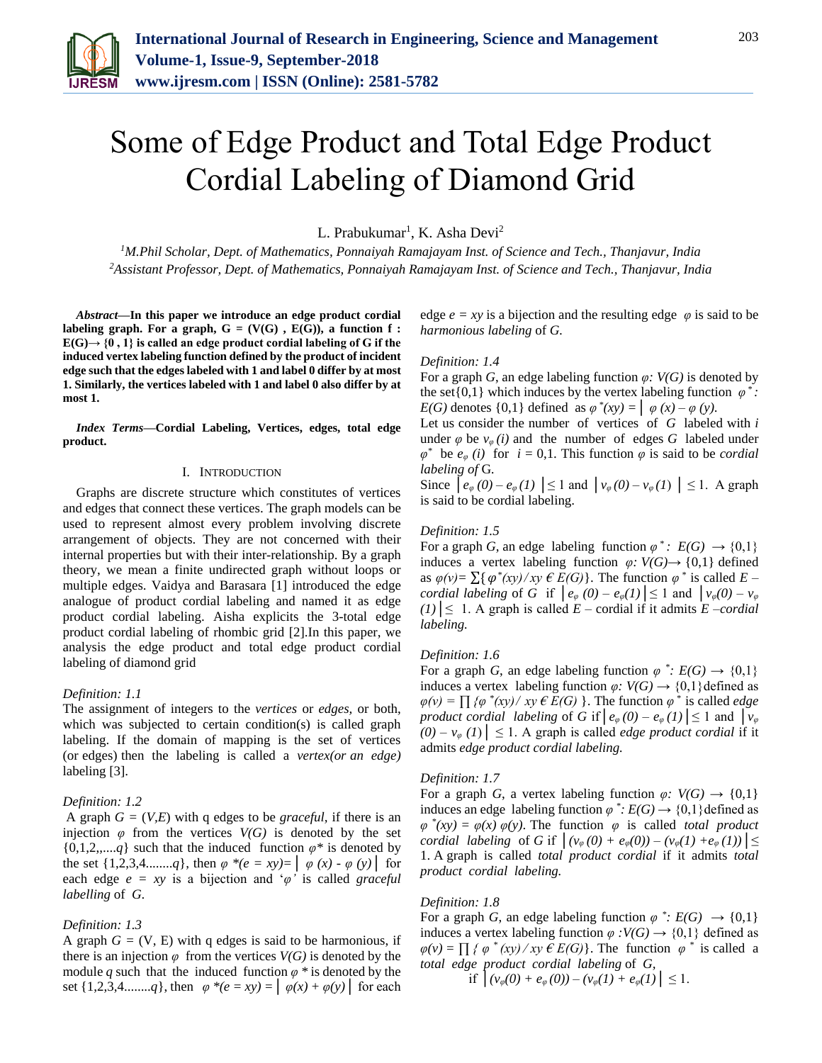# Some of Edge Product and Total Edge Product Cordial Labeling of Diamond Grid

L. Prabukumar[1], K. Asha Devi[2]

[1]*M.Phil Scholar, Dept. of Mathematics, Ponnaiyah Ramajayam Inst. of Science and Tech., Thanjavur, India*
[2]*Assistant Professor, Dept. of Mathematics, Ponnaiyah Ramajayam Inst. of Science and Tech., Thanjavur, India*

***Abstract*—In this paper we introduce an edge product cordial labeling graph. For a graph, G = (V(G) , E(G)), a function f : E(G)→ {0 , 1} is called an edge product cordial labeling of G if the induced vertex labeling function defined by the product of incident edge such that the edges labeled with 1 and label 0 differ by at most 1. Similarly, the vertices labeled with 1 and label 0 also differ by at most 1.**

***Index Terms*—Cordial Labeling, Vertices, edges, total edge product.**

## I. Introduction

Graphs are discrete structure which constitutes of vertices and edges that connect these vertices. The graph models can be used to represent almost every problem involving discrete arrangement of objects. They are not concerned with their internal properties but with their inter-relationship. By a graph theory, we mean a finite undirected graph without loops or multiple edges. Vaidya and Barasara [1] introduced the edge analogue of product cordial labeling and named it as edge product cordial labeling. Aisha explicits the 3-total edge product cordial labeling of rhombic grid [2].In this paper, we analysis the edge product and total edge product cordial labeling of diamond grid

*Definition: 1.1*

The assignment of integers to the *vertices* or *edges,* or both, which was subjected to certain condition(s) is called graph labeling. If the domain of mapping is the set of vertices (or edges) then the labeling is called a *vertex(or an edge)* labeling [3].

*Definition: 1.2*

A graph $G = (V,E)$ with q edges to be *graceful,* if there is an injection $\varphi$ from the vertices $V(G)$ is denoted by the set $\{0,1,2,,....q\}$ such that the induced function $\varphi^*$ is denoted by the set $\{1,2,3,4........q\}$, then $\varphi\ {}^*(e = xy)= \left|\ \varphi\ (x) - \varphi\ (y)\right|$ for each edge $e = xy$ is a bijection and '$\varphi$' is called *graceful labelling* of $G$.

*Definition: 1.3*

A graph $G$ = (V, E) with q edges is said to be harmonious, if there is an injection $\varphi$ from the vertices $V(G)$ is denoted by the module $q$ such that the induced function $\varphi$ * is denoted by the set $\{1,2,3,4........q\}$, then $\varphi\ {}^*(e = xy) = \left|\ \varphi(x) + \varphi(y)\right|$ for each edge $e = xy$ is a bijection and the resulting edge $\varphi$ is said to be *harmonious labeling* of $G$.

*Definition: 1.4*

For a graph $G$, an edge labeling function $\varphi$*: V(G)* is denoted by the set$\{0,1\}$ which induces by the vertex labeling function $\varphi^*$*: E(G)* denotes $\{0,1\}$ defined as $\varphi^*(xy) = \left|\ \varphi\ (x) - \varphi\ (y)\right.$.

Let us consider the number of vertices of $G$ labeled with $i$ under $\varphi$ be $v_\varphi\ (i)$ and the number of edges $G$ labeled under $\varphi^*$ be $e_\varphi\ (i)$ for $i$ = 0,1. This function $\varphi$ is said to be *cordial labeling of* G.

Since $\left|\ e_\varphi\ (0) - e_\varphi\ (1)\ \right| \leq 1$ and $\left|\ v_\varphi\ (0) - v_\varphi\ (1)\ \right| \leq 1$. A graph is said to be cordial labeling.

*Definition: 1.5*

For a graph $G$, an edge labeling function $\varphi^*: E(G) \rightarrow \{0,1\}$ induces a vertex labeling function $\varphi$*:* $V(G)\rightarrow \{0,1\}$ defined as $\varphi(v)= \sum\{\ \varphi^*(xy)\ /\ xy \in E(G)\}$. The function $\varphi^*$ is called *E – cordial labeling* of *G* $\left|\ e_\varphi\ (0) - e_\varphi(1)\right| \leq 1$ and $\left|\ v_\varphi(0) - v_\varphi\ (1)\right| \leq$ 1. A graph is called *E* – cordial if it admits *E –cordial labeling.*

*Definition: 1.6*

For a graph $G$, an edge labeling function $\varphi\ {}^*: E(G) \rightarrow \{0,1\}$ induces a vertex labeling function $\varphi: V(G) \rightarrow \{0,1\}$defined as $\varphi(v) = \prod\ \{\varphi\ {}^*(xy)/\ xy \in E(G)\ \}$. The function $\varphi^*$ is called *edge product cordial labeling* of *G* if $\left|\ e_\varphi\ (0) - e_\varphi\ (1)\right| \leq 1$ and $\left|\ v_\varphi\ (0) - v_\varphi\ (1)\right|\ \leq 1$. A graph is called *edge product cordial* if it admits *edge product cordial labeling.*

*Definition: 1.7*

For a graph $G$, a vertex labeling function $\varphi$*:* $V(G) \rightarrow \{0,1\}$ induces an edge labeling function $\varphi\ {}^*: E(G) \rightarrow \{0,1\}$defined as $\varphi\ {}^*(xy) = \varphi(x)\ \varphi(y)$. The function $\varphi$ is called *total product cordial labeling* of $G$ if $\left|(v_\varphi\ (0) + e_\varphi(0)) - (v_\varphi(1) + e_\varphi\ (1))\right| \leq$ 1. A graph is called *total product cordial* if it admits *total product cordial labeling.*

*Definition: 1.8*

For a graph $G$, an edge labeling function $\varphi\ {}^*: E(G)\ \rightarrow \{0,1\}$ induces a vertex labeling function $\varphi : V(G) \rightarrow \{0,1\}$ defined as $\varphi(v) = \prod\ \{\ \varphi\ {}^*(xy)\ /\ xy \in E(G)\}$. The function $\varphi\ {}^*$ is called a *total edge product cordial labeling* of $G$,

$$\text{if } \left|(v_\varphi(0) + e_\varphi\ (0)) - (v_\varphi(1) + e_\varphi(1))\right| \leq 1.$$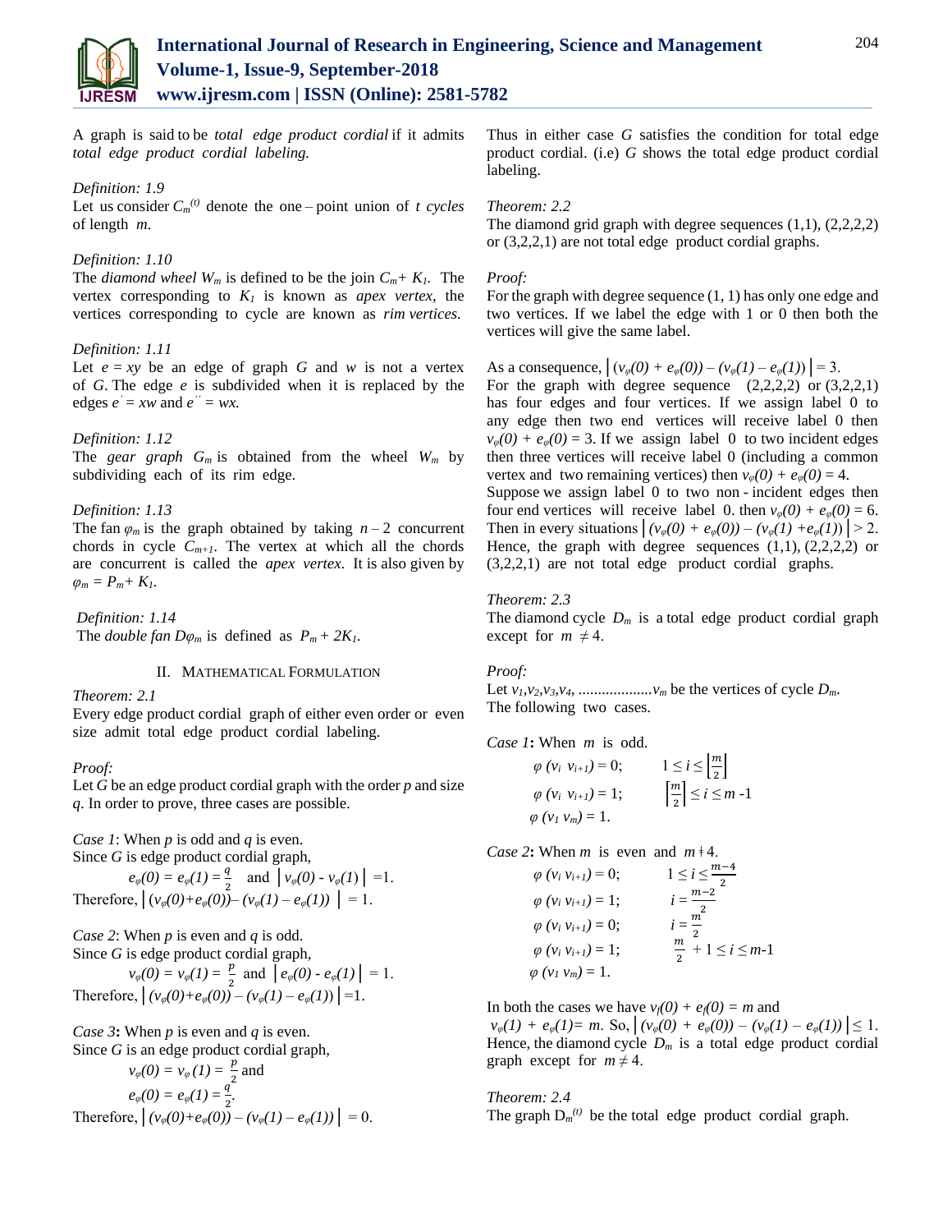A graph is said to be *total edge product cordial* if it admits *total edge product cordial labeling.*

*Definition: 1.9*

Let us consider $C_m^{(t)}$ denote the one – point union of *t cycles* of length *m*.

*Definition: 1.10*

The *diamond wheel* $W_m$ is defined to be the join $C_m + K_1$. The vertex corresponding to $K_1$ is known as *apex vertex*, the vertices corresponding to cycle are known as *rim vertices.*

*Definition: 1.11*

Let $e = xy$ be an edge of graph $G$ and $w$ is not a vertex of $G$. The edge $e$ is subdivided when it is replaced by the edges $e' = xw$ and $e'' = wx$.

*Definition: 1.12*

The *gear graph* $G_m$ is obtained from the wheel $W_m$ by subdividing each of its rim edge.

*Definition: 1.13*

The fan $\varphi_m$ is the graph obtained by taking $n-2$ concurrent chords in cycle $C_{m+1}$. The vertex at which all the chords are concurrent is called the *apex vertex*. It is also given by $\varphi_m = P_m + K_1$.

*Definition: 1.14*

The *double fan* $D\varphi_m$ is defined as $P_m + 2K_1$.

## II. Mathematical Formulation

*Theorem: 2.1*

Every edge product cordial graph of either even order or even size admit total edge product cordial labeling.

*Proof:*

Let $G$ be an edge product cordial graph with the order $p$ and size $q$. In order to prove, three cases are possible.

*Case 1*: When $p$ is odd and $q$ is even.

Since $G$ is edge product cordial graph,

$$e_\varphi(0) = e_\varphi(1) = \frac{q}{2} \quad \text{and} \quad |v_\varphi(0) - v_\varphi(1)| = 1.$$

Therefore, $|(v_\varphi(0)+e_\varphi(0)) - (v_\varphi(1) - e_\varphi(1))| = 1.$

*Case 2*: When $p$ is even and $q$ is odd.

Since $G$ is edge product cordial graph,

$$v_\varphi(0) = v_\varphi(1) = \frac{p}{2} \quad \text{and} \quad |e_\varphi(0) - e_\varphi(1)| = 1.$$

Therefore, $|(v_\varphi(0)+e_\varphi(0)) - (v_\varphi(1) - e_\varphi(1))| = 1.$

*Case 3*: When $p$ is even and $q$ is even.

Since $G$ is an edge product cordial graph,

$$v_\varphi(0) = v_\varphi(1) = \frac{p}{2} \text{ and}$$

$$e_\varphi(0) = e_\varphi(1) = \frac{q}{2}.$$

Therefore, $|(v_\varphi(0)+e_\varphi(0)) - (v_\varphi(1) - e_\varphi(1))| = 0.$

Thus in either case $G$ satisfies the condition for total edge product cordial. (i.e) $G$ shows the total edge product cordial labeling.

*Theorem: 2.2*

The diamond grid graph with degree sequences (1,1), (2,2,2,2) or (3,2,2,1) are not total edge product cordial graphs.

*Proof:*

For the graph with degree sequence (1, 1) has only one edge and two vertices. If we label the edge with 1 or 0 then both the vertices will give the same label.

As a consequence, $|(v_\varphi(0) + e_\varphi(0)) - (v_\varphi(1) - e_\varphi(1))| = 3.$

For the graph with degree sequence (2,2,2,2) or (3,2,2,1) has four edges and four vertices. If we assign label 0 to any edge then two end vertices will receive label 0 then $v_\varphi(0) + e_\varphi(0) = 3$. If we assign label 0 to two incident edges then three vertices will receive label 0 (including a common vertex and two remaining vertices) then $v_\varphi(0) + e_\varphi(0) = 4$.

Suppose we assign label 0 to two non - incident edges then four end vertices will receive label 0. then $v_\varphi(0) + e_\varphi(0) = 6$. Then in every situations $|(v_\varphi(0) + e_\varphi(0)) - (v_\varphi(1) + e_\varphi(1))| > 2$. Hence, the graph with degree sequences (1,1), (2,2,2,2) or (3,2,2,1) are not total edge product cordial graphs.

*Theorem: 2.3*

The diamond cycle $D_m$ is a total edge product cordial graph except for $m \neq 4$.

*Proof:*

Let $v_1, v_2, v_3, v_4, \ldots\ldots\ldots\ldots\ldots v_m$ be the vertices of cycle $D_m$.

The following two cases.

*Case 1***:** When $m$ is odd.

$$\varphi(v_i\, v_{i+1}) = 0; \qquad 1 \le i \le \left\lfloor \frac{m}{2} \right\rfloor$$

$$\varphi(v_i\, v_{i+1}) = 1; \qquad \left\lceil \frac{m}{2} \right\rceil \le i \le m-1$$

$$\varphi(v_1\, v_m) = 1.$$

*Case 2***:** When $m$ is even and $m \nmid 4$.

$$\varphi(v_i\, v_{i+1}) = 0; \qquad 1 \le i \le \frac{m-4}{2}$$

$$\varphi(v_i\, v_{i+1}) = 1; \qquad i = \frac{m-2}{2}$$

$$\varphi(v_i\, v_{i+1}) = 0; \qquad i = \frac{m}{2}$$

$$\varphi(v_i\, v_{i+1}) = 1; \qquad \frac{m}{2} + 1 \le i \le m-1$$

$$\varphi(v_1\, v_m) = 1.$$

In both the cases we have $v_f(0) + e_f(0) = m$ and $v_\varphi(1) + e_\varphi(1) = m$. So, $|(v_\varphi(0) + e_\varphi(0)) - (v_\varphi(1) - e_\varphi(1))| \le 1$. Hence, the diamond cycle $D_m$ is a total edge product cordial graph except for $m \neq 4$.

*Theorem: 2.4*

The graph $D_m^{(t)}$ be the total edge product cordial graph.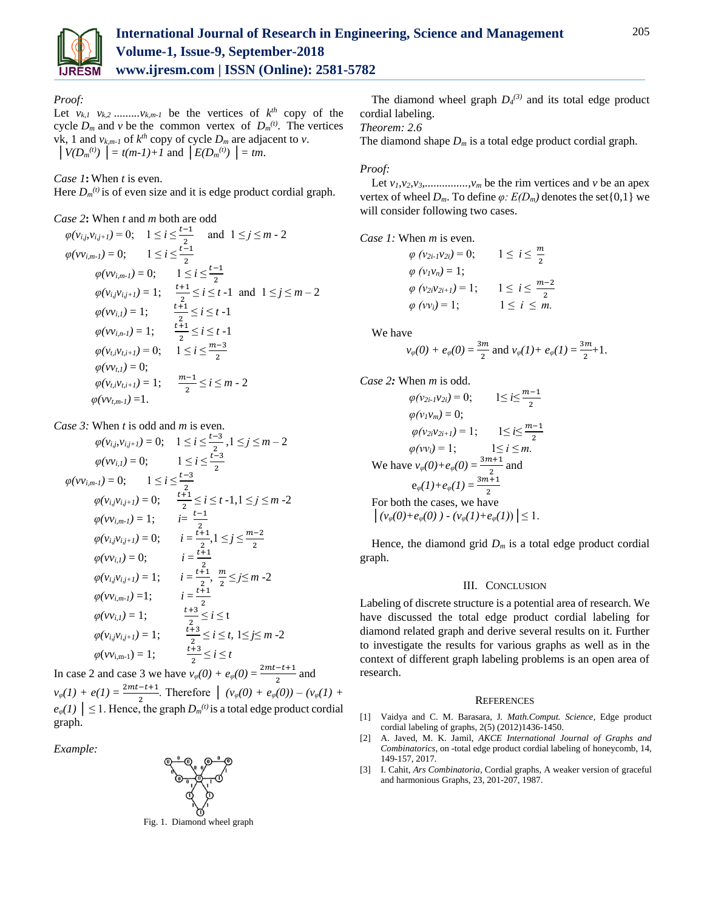*Proof:*

Let $v_{k,1}$ $v_{k,2}$ .........$v_{k,m-1}$ be the vertices of $k^{th}$ copy of the cycle $D_m$ and $v$ be the common vertex of $D_m^{(t)}$. The vertices vk, 1 and $v_{k,m-1}$ of $k^{th}$ copy of cycle $D_m$ are adjacent to $v$. $\left|V(D_m^{(t)})\right| = t(m-1)+1$ and $\left|E(D_m^{(t)})\right| = tm$.

*Case 1***:** When $t$ is even.

Here $D_m^{(t)}$ is of even size and it is edge product cordial graph.

*Case 2***:** When $t$ and $m$ both are odd

$\varphi(v_{i,j},v_{i,j+1}) = 0;\quad 1 \le i \le \frac{t-1}{2}$ and $1 \le j \le m - 2$

$\varphi(vv_{i,m-1}) = 0;\quad 1 \le i \le \frac{t-1}{2}$

$\varphi(vv_{i,m-1}) = 0;\quad 1 \le i \le \frac{t-1}{2}$

$\varphi(v_{i,j}v_{i,j+1}) = 1;\quad \frac{t+1}{2} \le i \le t - 1$ and $1 \le j \le m-2$

$\varphi(vv_{i,1}) = 1;\quad \frac{t+1}{2} \le i \le t - 1$

$\varphi(vv_{i,n-1}) = 1;\quad \frac{t+1}{2} \le i \le t - 1$

$\varphi(v_{t,i}v_{t,i+1}) = 0;\quad 1 \le i \le \frac{m-3}{2}$

$\varphi(vv_{t,1}) = 0;$

$\varphi(v_{t,i}v_{t,i+1}) = 1;\quad \frac{m-1}{2} \le i \le m - 2$

$\varphi(vv_{t,m-1}) = 1.$

*Case 3:* When $t$ is odd and $m$ is even.

$\varphi(v_{i,j},v_{i,j+1}) = 0;\quad 1 \le i \le \frac{t-3}{2}, 1 \le j \le m-2$

$\varphi(vv_{i,1}) = 0;\quad 1 \le i \le \frac{t-3}{2}$

$\varphi(vv_{i,m-1}) = 0;\quad 1 \le i \le \frac{t-3}{2}$

$\varphi(v_{i,j}v_{i,j+1}) = 0;\quad \frac{t+1}{2} \le i \le t-1, 1 \le j \le m-2$

$\varphi(vv_{i,m-1}) = 1;\quad i = \frac{t-1}{2}$

$\varphi(v_{i,j}v_{i,j+1}) = 0;\quad i = \frac{t+1}{2}, 1 \le j \le \frac{m-2}{2}$

$\varphi(vv_{i,1}) = 0;\quad i = \frac{t+1}{2}$

$\varphi(v_{i,j}v_{i,j+1}) = 1;\quad i = \frac{t+1}{2}, \frac{m}{2} \le j \le m-2$

$\varphi(vv_{i,m-1}) = 1;\quad i = \frac{t+1}{2}$

$\varphi(vv_{i,1}) = 1;\quad \frac{t+3}{2} \le i \le t$

$\varphi(v_{i,j}v_{i,j+1}) = 1;\quad \frac{t+3}{2} \le i \le t, 1 \le j \le m-2$

$\varphi(vv_{i,m-1}) = 1;\quad \frac{t+3}{2} \le i \le t$

In case 2 and case 3 we have $v_\varphi(0) + e_\varphi(0) = \frac{2mt-t+1}{2}$ and $v_\varphi(1) + e(1) = \frac{2mt-t+1}{2}$. Therefore $\left|(v_\varphi(0) + e_\varphi(0)) - (v_\varphi(1) + e_\varphi(1)\right| \le 1$. Hence, the graph $D_m^{(t)}$ is a total edge product cordial graph.

*Example:*

Fig. 1. Diamond wheel graph

The diamond wheel graph $D_4^{(3)}$ and its total edge product cordial labeling.

*Theorem: 2.6*

The diamond shape $D_m$ is a total edge product cordial graph.

*Proof:*

Let $v_1,v_2,v_3,\ldots\ldots\ldots,v_m$ be the rim vertices and $v$ be an apex vertex of wheel $D_m$. To define $\varphi$*:* $E(D_m)$ denotes the set{0,1} we will consider following two cases.

*Case 1:* When $m$ is even.

$\varphi(v_{2i-1}v_{2i}) = 0;\quad 1 \le i \le \frac{m}{2}$

$\varphi(v_1v_n) = 1;$

$\varphi(v_{2i}v_{2i+1}) = 1;\quad 1 \le i \le \frac{m-2}{2}$

$\varphi(vv_i) = 1;\quad 1 \le i \le m.$

We have

$$v_\varphi(0) + e_\varphi(0) = \frac{3m}{2} \text{ and } v_\varphi(1) + e_\varphi(1) = \frac{3m}{2}+1.$$

*Case 2***:** When $m$ is odd.

$\varphi(v_{2i-1}v_{2i}) = 0;\quad 1 \le i \le \frac{m-1}{2}$

$\varphi(v_1v_m) = 0;$

$\varphi(v_{2i}v_{2i+1}) = 1;\quad 1 \le i \le \frac{m-1}{2}$

$\varphi(vv_i) = 1;\quad 1 \le i \le m.$

We have $v_\varphi(0)+e_\varphi(0) = \frac{3m+1}{2}$ and

$$e_\varphi(1)+e_\varphi(1) = \frac{3m+1}{2}$$

For both the cases, we have

$\left|(v_\varphi(0)+e_\varphi(0)) - (v_\varphi(1)+e_\varphi(1))\right| \le 1.$

Hence, the diamond grid $D_m$ is a total edge product cordial graph.

## III. Conclusion

Labeling of discrete structure is a potential area of research. We have discussed the total edge product cordial labeling for diamond related graph and derive several results on it. Further to investigate the results for various graphs as well as in the context of different graph labeling problems is an open area of research.

## References

[1] Vaidya and C. M. Barasara, J. *Math.Comput. Science*, Edge product cordial labeling of graphs, 2(5) (2012)1436-1450.

[2] A. Javed, M. K. Jamil, *AKCE International Journal of Graphs and Combinatorics*, on -total edge product cordial labeling of honeycomb, 14, 149-157, 2017.

[3] I. Cahit, *Ars Combinatoria*, Cordial graphs, A weaker version of graceful and harmonious Graphs, 23, 201-207, 1987.